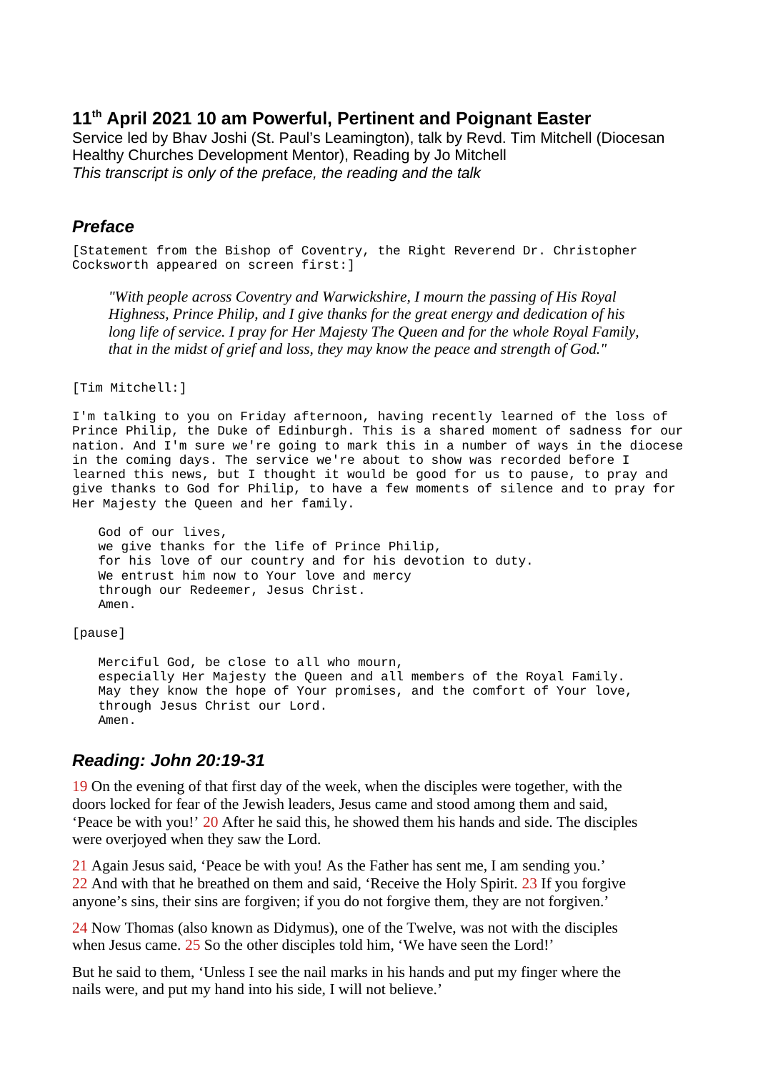# 11th April 2021 10 am Powerful, Pertinent and Poignant Easter

Service led by Bhav Joshi (St. Paul's Leamington), talk by Revd. Tim Mitchell (Diocesan Healthy Churches Development Mentor), Reading by Jo Mitchell

*This transcript is only of the preface, the reading and the talk*

## *Preface*

[Statement from the Bishop of Coventry, the Right Reverend Dr. Christopher Cocksworth appeared on screen first:]

> *"With people across Coventry and Warwickshire, I mourn the passing of His Royal Highness, Prince Philip, and I give thanks for the great energy and dedication of his long life of service. I pray for Her Majesty The Queen and for the whole Royal Family, that in the midst of grief and loss, they may know the peace and strength of God."*

[Tim Mitchell:]

I'm talking to you on Friday afternoon, having recently learned of the loss of Prince Philip, the Duke of Edinburgh. This is a shared moment of sadness for our nation. And I'm sure we're going to mark this in a number of ways in the diocese in the coming days. The service we're about to show was recorded before I learned this news, but I thought it would be good for us to pause, to pray and give thanks to God for Philip, to have a few moments of silence and to pray for Her Majesty the Queen and her family.

> God of our lives,
> we give thanks for the life of Prince Philip,
> for his love of our country and for his devotion to duty.
> We entrust him now to Your love and mercy
> through our Redeemer, Jesus Christ.
> Amen.

[pause]

> Merciful God, be close to all who mourn,
> especially Her Majesty the Queen and all members of the Royal Family.
> May they know the hope of Your promises, and the comfort of Your love,
> through Jesus Christ our Lord.
> Amen.

## *Reading: John 20:19-31*

19 On the evening of that first day of the week, when the disciples were together, with the doors locked for fear of the Jewish leaders, Jesus came and stood among them and said, 'Peace be with you!' 20 After he said this, he showed them his hands and side. The disciples were overjoyed when they saw the Lord.

21 Again Jesus said, 'Peace be with you! As the Father has sent me, I am sending you.' 22 And with that he breathed on them and said, 'Receive the Holy Spirit. 23 If you forgive anyone's sins, their sins are forgiven; if you do not forgive them, they are not forgiven.'

24 Now Thomas (also known as Didymus), one of the Twelve, was not with the disciples when Jesus came. 25 So the other disciples told him, 'We have seen the Lord!'

But he said to them, 'Unless I see the nail marks in his hands and put my finger where the nails were, and put my hand into his side, I will not believe.'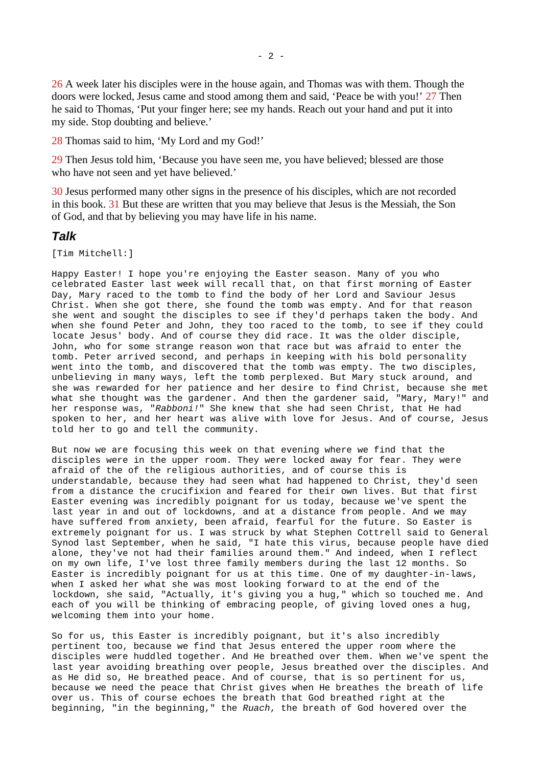26 A week later his disciples were in the house again, and Thomas was with them. Though the doors were locked, Jesus came and stood among them and said, 'Peace be with you!' 27 Then he said to Thomas, 'Put your finger here; see my hands. Reach out your hand and put it into my side. Stop doubting and believe.'

28 Thomas said to him, 'My Lord and my God!'

29 Then Jesus told him, 'Because you have seen me, you have believed; blessed are those who have not seen and yet have believed.'

30 Jesus performed many other signs in the presence of his disciples, which are not recorded in this book. 31 But these are written that you may believe that Jesus is the Messiah, the Son of God, and that by believing you may have life in his name.

### *Talk*

[Tim Mitchell:]

Happy Easter! I hope you're enjoying the Easter season. Many of you who celebrated Easter last week will recall that, on that first morning of Easter Day, Mary raced to the tomb to find the body of her Lord and Saviour Jesus Christ. When she got there, she found the tomb was empty. And for that reason she went and sought the disciples to see if they'd perhaps taken the body. And when she found Peter and John, they too raced to the tomb, to see if they could locate Jesus' body. And of course they did race. It was the older disciple, John, who for some strange reason won that race but was afraid to enter the tomb. Peter arrived second, and perhaps in keeping with his bold personality went into the tomb, and discovered that the tomb was empty. The two disciples, unbelieving in many ways, left the tomb perplexed. But Mary stuck around, and she was rewarded for her patience and her desire to find Christ, because she met what she thought was the gardener. And then the gardener said, "Mary, Mary!" and her response was, "*Rabboni!*" She knew that she had seen Christ, that He had spoken to her, and her heart was alive with love for Jesus. And of course, Jesus told her to go and tell the community.

But now we are focusing this week on that evening where we find that the disciples were in the upper room. They were locked away for fear. They were afraid of the of the religious authorities, and of course this is understandable, because they had seen what had happened to Christ, they'd seen from a distance the crucifixion and feared for their own lives. But that first Easter evening was incredibly poignant for us today, because we've spent the last year in and out of lockdowns, and at a distance from people. And we may have suffered from anxiety, been afraid, fearful for the future. So Easter is extremely poignant for us. I was struck by what Stephen Cottrell said to General Synod last September, when he said, "I hate this virus, because people have died alone, they've not had their families around them." And indeed, when I reflect on my own life, I've lost three family members during the last 12 months. So Easter is incredibly poignant for us at this time. One of my daughter-in-laws, when I asked her what she was most looking forward to at the end of the lockdown, she said, "Actually, it's giving you a hug," which so touched me. And each of you will be thinking of embracing people, of giving loved ones a hug, welcoming them into your home.

So for us, this Easter is incredibly poignant, but it's also incredibly pertinent too, because we find that Jesus entered the upper room where the disciples were huddled together. And He breathed over them. When we've spent the last year avoiding breathing over people, Jesus breathed over the disciples. And as He did so, He breathed peace. And of course, that is so pertinent for us, because we need the peace that Christ gives when He breathes the breath of life over us. This of course echoes the breath that God breathed right at the beginning, "in the beginning," the *Ruach*, the breath of God hovered over the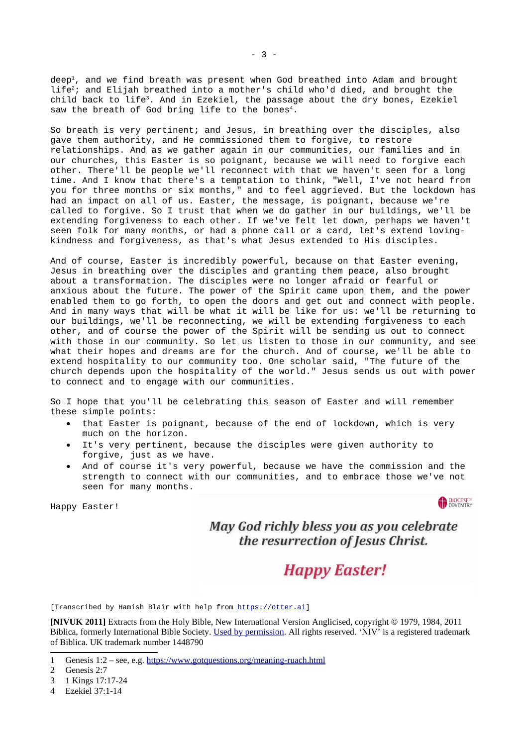deep[1], and we find breath was present when God breathed into Adam and brought life[2]; and Elijah breathed into a mother's child who'd died, and brought the child back to life[3]. And in Ezekiel, the passage about the dry bones, Ezekiel saw the breath of God bring life to the bones[4].

So breath is very pertinent; and Jesus, in breathing over the disciples, also gave them authority, and He commissioned them to forgive, to restore relationships. And as we gather again in our communities, our families and in our churches, this Easter is so poignant, because we will need to forgive each other. There'll be people we'll reconnect with that we haven't seen for a long time. And I know that there's a temptation to think, "Well, I've not heard from you for three months or six months," and to feel aggrieved. But the lockdown has had an impact on all of us. Easter, the message, is poignant, because we're called to forgive. So I trust that when we do gather in our buildings, we'll be extending forgiveness to each other. If we've felt let down, perhaps we haven't seen folk for many months, or had a phone call or a card, let's extend loving-kindness and forgiveness, as that's what Jesus extended to His disciples.

And of course, Easter is incredibly powerful, because on that Easter evening, Jesus in breathing over the disciples and granting them peace, also brought about a transformation. The disciples were no longer afraid or fearful or anxious about the future. The power of the Spirit came upon them, and the power enabled them to go forth, to open the doors and get out and connect with people. And in many ways that will be what it will be like for us: we'll be returning to our buildings, we'll be reconnecting, we will be extending forgiveness to each other, and of course the power of the Spirit will be sending us out to connect with those in our community. So let us listen to those in our community, and see what their hopes and dreams are for the church. And of course, we'll be able to extend hospitality to our community too. One scholar said, "The future of the church depends upon the hospitality of the world." Jesus sends us out with power to connect and to engage with our communities.

So I hope that you'll be celebrating this season of Easter and will remember these simple points:

- that Easter is poignant, because of the end of lockdown, which is very much on the horizon.
- It's very pertinent, because the disciples were given authority to forgive, just as we have.
- And of course it's very powerful, because we have the commission and the strength to connect with our communities, and to embrace those we've not seen for many months.

Happy Easter!

DIOCESE OF COVENTRY

*May God richly bless you as you celebrate the resurrection of Jesus Christ.*

*Happy Easter!*

[Transcribed by Hamish Blair with help from https://otter.ai]

**[NIVUK 2011]** Extracts from the Holy Bible, New International Version Anglicised, copyright © 1979, 1984, 2011 Biblica, formerly International Bible Society. Used by permission. All rights reserved. 'NIV' is a registered trademark of Biblica. UK trademark number 1448790

---

1 Genesis 1:2 – see, e.g. https://www.gotquestions.org/meaning-ruach.html

2 Genesis 2:7

3 1 Kings 17:17-24

4 Ezekiel 37:1-14